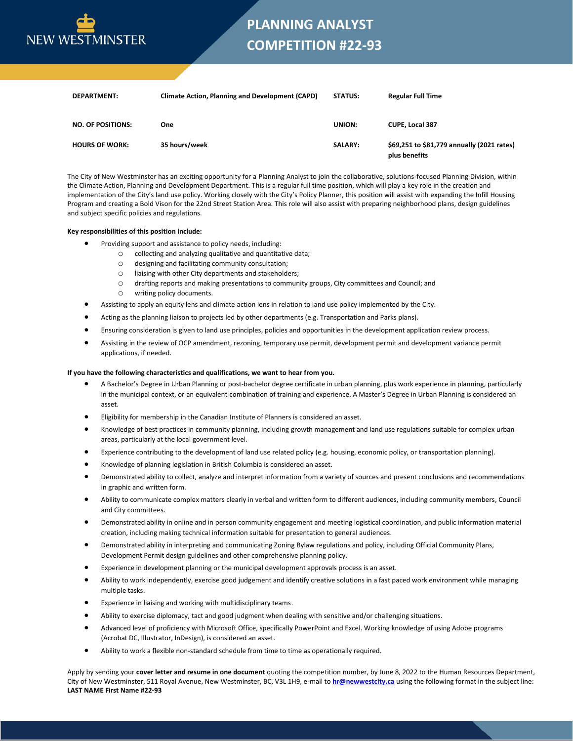NEW WESTMINSTER

# PLANNING ANALYST COMPETITION #22-93

| | | | |
|---|---|---|---|
| **DEPARTMENT:** | **Climate Action, Planning and Development (CAPD)** | **STATUS:** | **Regular Full Time** |
| **NO. OF POSITIONS:** | **One** | **UNION:** | **CUPE, Local 387** |
| **HOURS OF WORK:** | **35 hours/week** | **SALARY:** | **$69,251 to $81,779 annually (2021 rates) plus benefits** |

The City of New Westminster has an exciting opportunity for a Planning Analyst to join the collaborative, solutions-focused Planning Division, within the Climate Action, Planning and Development Department. This is a regular full time position, which will play a key role in the creation and implementation of the City's land use policy. Working closely with the City's Policy Planner, this position will assist with expanding the Infill Housing Program and creating a Bold Vison for the 22nd Street Station Area. This role will also assist with preparing neighborhood plans, design guidelines and subject specific policies and regulations.

**Key responsibilities of this position include:**

- Providing support and assistance to policy needs, including:
  - collecting and analyzing qualitative and quantitative data;
  - designing and facilitating community consultation;
  - liaising with other City departments and stakeholders;
  - drafting reports and making presentations to community groups, City committees and Council; and
  - writing policy documents.
- Assisting to apply an equity lens and climate action lens in relation to land use policy implemented by the City.
- Acting as the planning liaison to projects led by other departments (e.g. Transportation and Parks plans).
- Ensuring consideration is given to land use principles, policies and opportunities in the development application review process.
- Assisting in the review of OCP amendment, rezoning, temporary use permit, development permit and development variance permit applications, if needed.

**If you have the following characteristics and qualifications, we want to hear from you.**

- A Bachelor's Degree in Urban Planning or post-bachelor degree certificate in urban planning, plus work experience in planning, particularly in the municipal context, or an equivalent combination of training and experience. A Master's Degree in Urban Planning is considered an asset.
- Eligibility for membership in the Canadian Institute of Planners is considered an asset.
- Knowledge of best practices in community planning, including growth management and land use regulations suitable for complex urban areas, particularly at the local government level.
- Experience contributing to the development of land use related policy (e.g. housing, economic policy, or transportation planning).
- Knowledge of planning legislation in British Columbia is considered an asset.
- Demonstrated ability to collect, analyze and interpret information from a variety of sources and present conclusions and recommendations in graphic and written form.
- Ability to communicate complex matters clearly in verbal and written form to different audiences, including community members, Council and City committees.
- Demonstrated ability in online and in person community engagement and meeting logistical coordination, and public information material creation, including making technical information suitable for presentation to general audiences.
- Demonstrated ability in interpreting and communicating Zoning Bylaw regulations and policy, including Official Community Plans, Development Permit design guidelines and other comprehensive planning policy.
- Experience in development planning or the municipal development approvals process is an asset.
- Ability to work independently, exercise good judgement and identify creative solutions in a fast paced work environment while managing multiple tasks.
- Experience in liaising and working with multidisciplinary teams.
- Ability to exercise diplomacy, tact and good judgment when dealing with sensitive and/or challenging situations.
- Advanced level of proficiency with Microsoft Office, specifically PowerPoint and Excel. Working knowledge of using Adobe programs (Acrobat DC, Illustrator, InDesign), is considered an asset.
- Ability to work a flexible non-standard schedule from time to time as operationally required.

Apply by sending your **cover letter and resume in one document** quoting the competition number, by June 8, 2022 to the Human Resources Department, City of New Westminster, 511 Royal Avenue, New Westminster, BC, V3L 1H9, e-mail to **hr@newwestcity.ca** using the following format in the subject line: **LAST NAME First Name #22-93**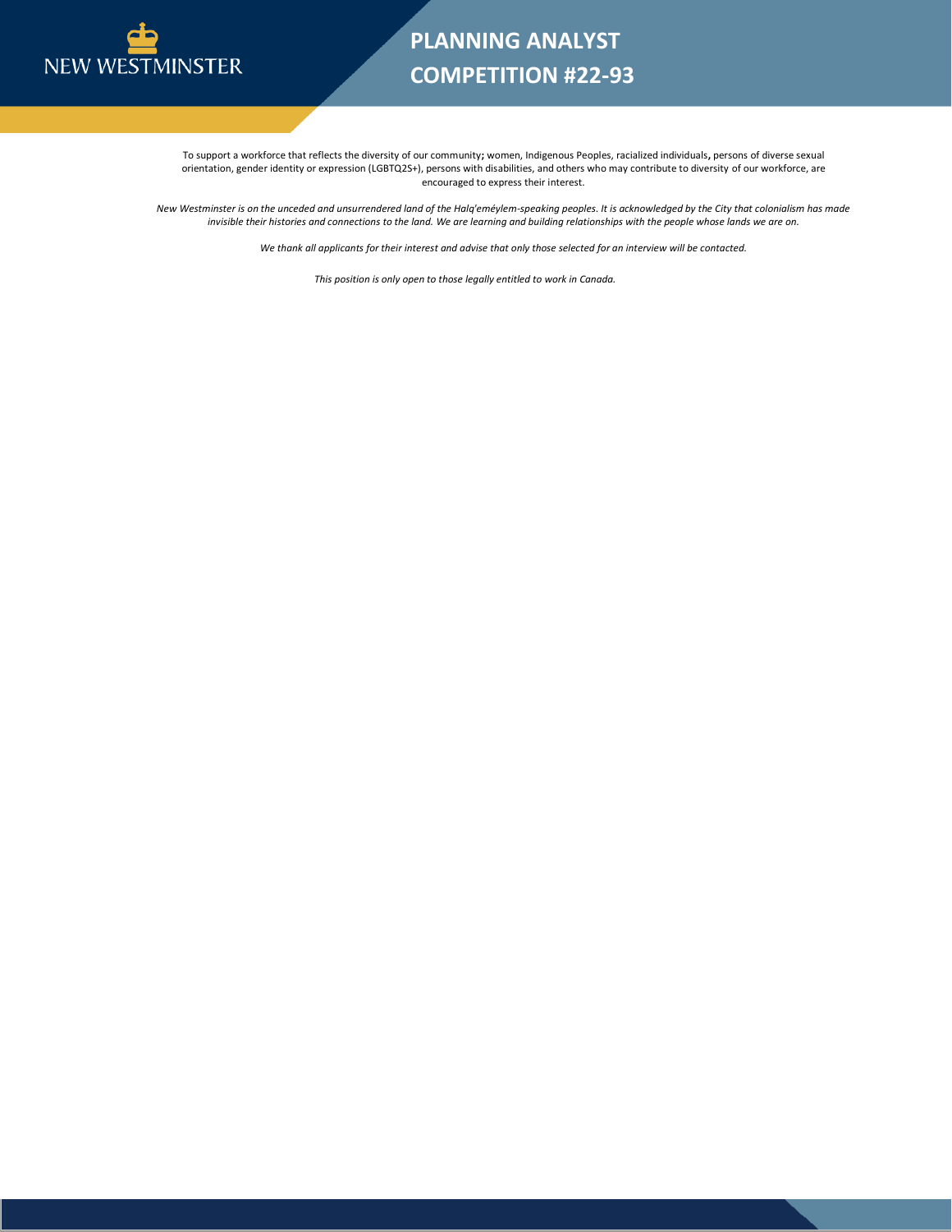# PLANNING ANALYST
# COMPETITION #22-93

To support a workforce that reflects the diversity of our community; women, Indigenous Peoples, racialized individuals, persons of diverse sexual orientation, gender identity or expression (LGBTQ2S+), persons with disabilities, and others who may contribute to diversity of our workforce, are encouraged to express their interest.

*New Westminster is on the unceded and unsurrendered land of the Halq'eméylem-speaking peoples. It is acknowledged by the City that colonialism has made invisible their histories and connections to the land. We are learning and building relationships with the people whose lands we are on.*

*We thank all applicants for their interest and advise that only those selected for an interview will be contacted.*

*This position is only open to those legally entitled to work in Canada.*